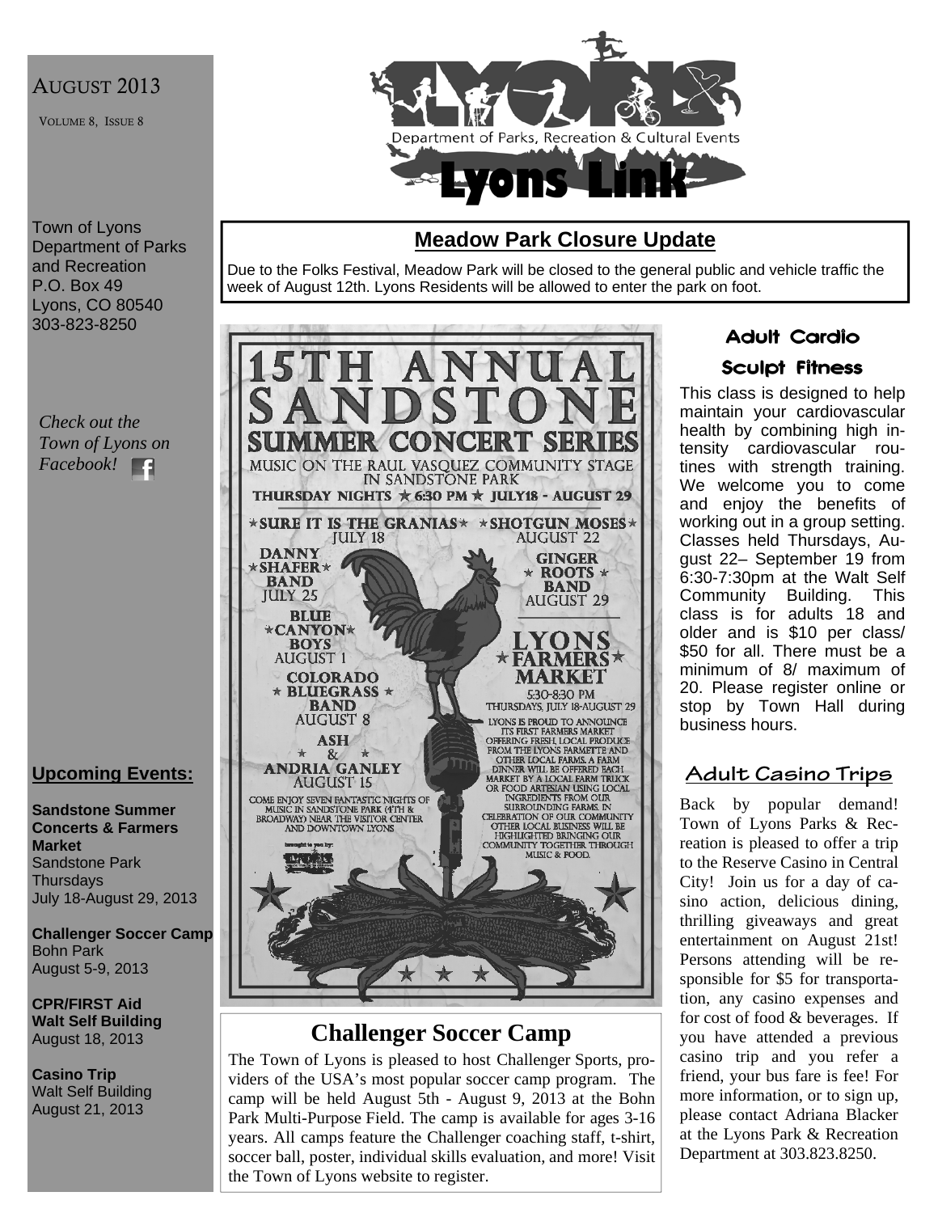AUGUST 2013

VOLUME 8, ISSUE 8

Lyons Link

Department of Parks, Recreation & Cultural Events

Town of Lyons
Department of Parks and Recreation
P.O. Box 49
Lyons, CO 80540
303-823-8250

*Check out the Town of Lyons on Facebook!*

## Upcoming Events:

**Sandstone Summer Concerts & Farmers Market**
Sandstone Park
Thursdays
July 18-August 29, 2013

**Challenger Soccer Camp**
Bohn Park
August 5-9, 2013

**CPR/FIRST Aid**
**Walt Self Building**
August 18, 2013

**Casino Trip**
Walt Self Building
August 21, 2013

## Meadow Park Closure Update

Due to the Folks Festival, Meadow Park will be closed to the general public and vehicle traffic the week of August 12th. Lyons Residents will be allowed to enter the park on foot.

# 15TH ANNUAL SANDSTONE SUMMER CONCERT SERIES

MUSIC ON THE RAUL VASQUEZ COMMUNITY STAGE IN SANDSTONE PARK

THURSDAY NIGHTS ★ 6:30 PM ★ JULY18 - AUGUST 29

★SURE IT IS THE GRANIAS★ JULY 18

DANNY ★SHAFER★ BAND JULY 25

BLUE ★CANYON★ BOYS AUGUST 1

COLORADO ★ BLUEGRASS ★ BAND AUGUST 8

ASH & ANDRIA GANLEY AUGUST 15

★SHOTGUN MOSES★ AUGUST 22

GINGER ★ ROOTS ★ BAND AUGUST 29

COME ENJOY SEVEN FANTASTIC NIGHTS OF MUSIC IN SANDSTONE PARK (4TH & BROADWAY) NEAR THE VISITOR CENTER AND DOWNTOWN LYONS

brought to you by: LYONS

LYONS ★FARMERS★ MARKET

5:30-8:30 PM

THURSDAYS, JULY 18-AUGUST 29

LYONS IS PROUD TO ANNOUNCE ITS FIRST FARMERS MARKET OFFERING FRESH, LOCAL PRODUCE FROM THE LYONS FARMETTE AND OTHER LOCAL FARMS. A FARM DINNER WILL BE OFFERED EACH MARKET BY A LOCAL FARM TRUCK OR FOOD ARTESIAN USING LOCAL INGREDIENTS FROM OUR SURROUNDING FARMS. IN CELEBRATION OF OUR COMMUNITY OTHER LOCAL BUSINESS WILL BE HIGHLIGHTED BRINGING OUR COMMUNITY TOGETHER THROUGH MUSIC & FOOD.

## Challenger Soccer Camp

The Town of Lyons is pleased to host Challenger Sports, providers of the USA's most popular soccer camp program. The camp will be held August 5th - August 9, 2013 at the Bohn Park Multi-Purpose Field. The camp is available for ages 3-16 years. All camps feature the Challenger coaching staff, t-shirt, soccer ball, poster, individual skills evaluation, and more! Visit the Town of Lyons website to register.

## Adult Cardio Sculpt Fitness

This class is designed to help maintain your cardiovascular health by combining high intensity cardiovascular routines with strength training. We welcome you to come and enjoy the benefits of working out in a group setting. Classes held Thursdays, August 22– September 19 from 6:30-7:30pm at the Walt Self Community Building. This class is for adults 18 and older and is $10 per class/ $50 for all. There must be a minimum of 8/ maximum of 20. Please register online or stop by Town Hall during business hours.

## Adult Casino Trips

Back by popular demand! Town of Lyons Parks & Recreation is pleased to offer a trip to the Reserve Casino in Central City! Join us for a day of casino action, delicious dining, thrilling giveaways and great entertainment on August 21st! Persons attending will be responsible for $5 for transportation, any casino expenses and for cost of food & beverages. If you have attended a previous casino trip and you refer a friend, your bus fare is fee! For more information, or to sign up, please contact Adriana Blacker at the Lyons Park & Recreation Department at 303.823.8250.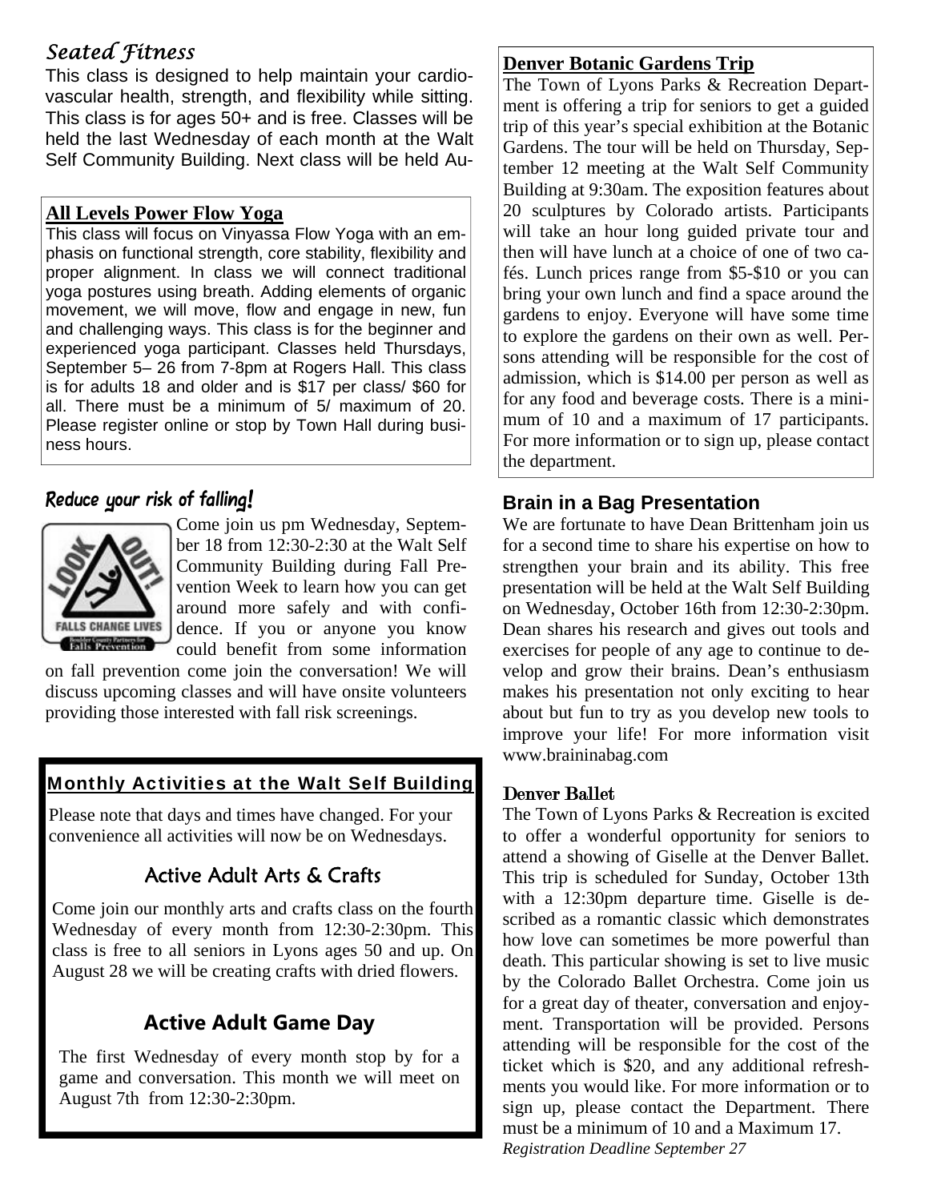## *Seated Fitness*

This class is designed to help maintain your cardiovascular health, strength, and flexibility while sitting. This class is for ages 50+ and is free. Classes will be held the last Wednesday of each month at the Walt Self Community Building. Next class will be held Au-

### All Levels Power Flow Yoga

This class will focus on Vinyassa Flow Yoga with an emphasis on functional strength, core stability, flexibility and proper alignment. In class we will connect traditional yoga postures using breath. Adding elements of organic movement, we will move, flow and engage in new, fun and challenging ways. This class is for the beginner and experienced yoga participant. Classes held Thursdays, September 5– 26 from 7-8pm at Rogers Hall. This class is for adults 18 and older and is $17 per class/ $60 for all. There must be a minimum of 5/ maximum of 20. Please register online or stop by Town Hall during business hours.

## *Reduce your risk of falling!*

LOOK OUT! FALLS CHANGE LIVES
Boulder County Partners for Falls Prevention

Come join us pm Wednesday, September 18 from 12:30-2:30 at the Walt Self Community Building during Fall Prevention Week to learn how you can get around more safely and with confidence. If you or anyone you know could benefit from some information on fall prevention come join the conversation! We will discuss upcoming classes and will have onsite volunteers providing those interested with fall risk screenings.

### Monthly Activities at the Walt Self Building

Please note that days and times have changed. For your convenience all activities will now be on Wednesdays.

### Active Adult Arts & Crafts

Come join our monthly arts and crafts class on the fourth Wednesday of every month from 12:30-2:30pm. This class is free to all seniors in Lyons ages 50 and up. On August 28 we will be creating crafts with dried flowers.

### Active Adult Game Day

The first Wednesday of every month stop by for a game and conversation. This month we will meet on August 7th from 12:30-2:30pm.

### Denver Botanic Gardens Trip

The Town of Lyons Parks & Recreation Department is offering a trip for seniors to get a guided trip of this year's special exhibition at the Botanic Gardens. The tour will be held on Thursday, September 12 meeting at the Walt Self Community Building at 9:30am. The exposition features about 20 sculptures by Colorado artists. Participants will take an hour long guided private tour and then will have lunch at a choice of one of two cafés. Lunch prices range from $5-$10 or you can bring your own lunch and find a space around the gardens to enjoy. Everyone will have some time to explore the gardens on their own as well. Persons attending will be responsible for the cost of admission, which is $14.00 per person as well as for any food and beverage costs. There is a minimum of 10 and a maximum of 17 participants. For more information or to sign up, please contact the department.

### Brain in a Bag Presentation

We are fortunate to have Dean Brittenham join us for a second time to share his expertise on how to strengthen your brain and its ability. This free presentation will be held at the Walt Self Building on Wednesday, October 16th from 12:30-2:30pm. Dean shares his research and gives out tools and exercises for people of any age to continue to develop and grow their brains. Dean's enthusiasm makes his presentation not only exciting to hear about but fun to try as you develop new tools to improve your life! For more information visit www.braininabag.com

### Denver Ballet

The Town of Lyons Parks & Recreation is excited to offer a wonderful opportunity for seniors to attend a showing of Giselle at the Denver Ballet. This trip is scheduled for Sunday, October 13th with a 12:30pm departure time. Giselle is described as a romantic classic which demonstrates how love can sometimes be more powerful than death. This particular showing is set to live music by the Colorado Ballet Orchestra. Come join us for a great day of theater, conversation and enjoyment. Transportation will be provided. Persons attending will be responsible for the cost of the ticket which is $20, and any additional refreshments you would like. For more information or to sign up, please contact the Department. There must be a minimum of 10 and a Maximum 17.

*Registration Deadline September 27*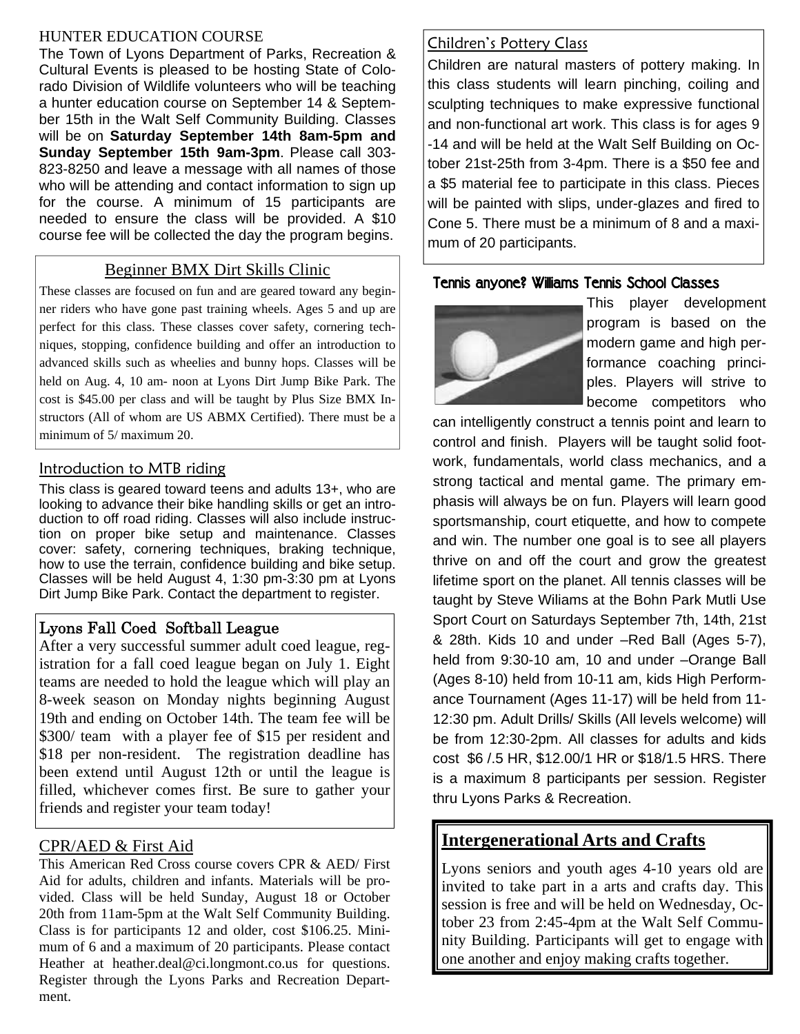## HUNTER EDUCATION COURSE

The Town of Lyons Department of Parks, Recreation & Cultural Events is pleased to be hosting State of Colorado Division of Wildlife volunteers who will be teaching a hunter education course on September 14 & September 15th in the Walt Self Community Building. Classes will be on **Saturday September 14th 8am-5pm and Sunday September 15th 9am-3pm**. Please call 303-823-8250 and leave a message with all names of those who will be attending and contact information to sign up for the course. A minimum of 15 participants are needed to ensure the class will be provided. A $10 course fee will be collected the day the program begins.

## Beginner BMX Dirt Skills Clinic

These classes are focused on fun and are geared toward any beginner riders who have gone past training wheels. Ages 5 and up are perfect for this class. These classes cover safety, cornering techniques, stopping, confidence building and offer an introduction to advanced skills such as wheelies and bunny hops. Classes will be held on Aug. 4, 10 am- noon at Lyons Dirt Jump Bike Park. The cost is $45.00 per class and will be taught by Plus Size BMX Instructors (All of whom are US ABMX Certified). There must be a minimum of 5/ maximum 20.

## Introduction to MTB riding

This class is geared toward teens and adults 13+, who are looking to advance their bike handling skills or get an introduction to off road riding. Classes will also include instruction on proper bike setup and maintenance. Classes cover: safety, cornering techniques, braking technique, how to use the terrain, confidence building and bike setup. Classes will be held August 4, 1:30 pm-3:30 pm at Lyons Dirt Jump Bike Park. Contact the department to register.

## Lyons Fall Coed Softball League

After a very successful summer adult coed league, registration for a fall coed league began on July 1. Eight teams are needed to hold the league which will play an 8-week season on Monday nights beginning August 19th and ending on October 14th. The team fee will be $300/ team with a player fee of $15 per resident and $18 per non-resident. The registration deadline has been extend until August 12th or until the league is filled, whichever comes first. Be sure to gather your friends and register your team today!

## CPR/AED & First Aid

This American Red Cross course covers CPR & AED/ First Aid for adults, children and infants. Materials will be provided. Class will be held Sunday, August 18 or October 20th from 11am-5pm at the Walt Self Community Building. Class is for participants 12 and older, cost $106.25. Minimum of 6 and a maximum of 20 participants. Please contact Heather at heather.deal@ci.longmont.co.us for questions. Register through the Lyons Parks and Recreation Department.

## Children's Pottery Class

Children are natural masters of pottery making. In this class students will learn pinching, coiling and sculpting techniques to make expressive functional and non-functional art work. This class is for ages 9-14 and will be held at the Walt Self Building on October 21st-25th from 3-4pm. There is a $50 fee and a $5 material fee to participate in this class. Pieces will be painted with slips, under-glazes and fired to Cone 5. There must be a minimum of 8 and a maximum of 20 participants.

## Tennis anyone? Williams Tennis School Classes

This player development program is based on the modern game and high performance coaching principles. Players will strive to become competitors who can intelligently construct a tennis point and learn to control and finish. Players will be taught solid footwork, fundamentals, world class mechanics, and a strong tactical and mental game. The primary emphasis will always be on fun. Players will learn good sportsmanship, court etiquette, and how to compete and win. The number one goal is to see all players thrive on and off the court and grow the greatest lifetime sport on the planet. All tennis classes will be taught by Steve Wiliams at the Bohn Park Mutli Use Sport Court on Saturdays September 7th, 14th, 21st & 28th. Kids 10 and under –Red Ball (Ages 5-7), held from 9:30-10 am, 10 and under –Orange Ball (Ages 8-10) held from 10-11 am, kids High Performance Tournament (Ages 11-17) will be held from 11-12:30 pm. Adult Drills/ Skills (All levels welcome) will be from 12:30-2pm. All classes for adults and kids cost $6 /.5 HR, $12.00/1 HR or $18/1.5 HRS. There is a maximum 8 participants per session. Register thru Lyons Parks & Recreation.

## Intergenerational Arts and Crafts

Lyons seniors and youth ages 4-10 years old are invited to take part in a arts and crafts day. This session is free and will be held on Wednesday, October 23 from 2:45-4pm at the Walt Self Community Building. Participants will get to engage with one another and enjoy making crafts together.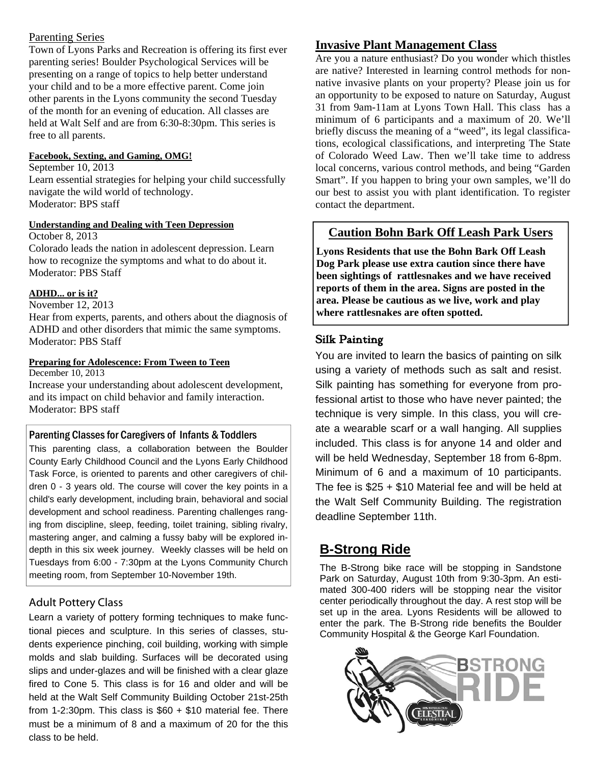## Parenting Series

Town of Lyons Parks and Recreation is offering its first ever parenting series! Boulder Psychological Services will be presenting on a range of topics to help better understand your child and to be a more effective parent. Come join other parents in the Lyons community the second Tuesday of the month for an evening of education. All classes are held at Walt Self and are from 6:30-8:30pm. This series is free to all parents.

**Facebook, Sexting, and Gaming, OMG!**

September 10, 2013
Learn essential strategies for helping your child successfully navigate the wild world of technology.
Moderator: BPS staff

**Understanding and Dealing with Teen Depression**

October 8, 2013
Colorado leads the nation in adolescent depression. Learn how to recognize the symptoms and what to do about it.
Moderator: PBS Staff

**ADHD... or is it?**

November 12, 2013
Hear from experts, parents, and others about the diagnosis of ADHD and other disorders that mimic the same symptoms.
Moderator: PBS Staff

**Preparing for Adolescence: From Tween to Teen**

December 10, 2013
Increase your understanding about adolescent development, and its impact on child behavior and family interaction.
Moderator: BPS staff

## Parenting Classes for Caregivers of Infants & Toddlers

This parenting class, a collaboration between the Boulder County Early Childhood Council and the Lyons Early Childhood Task Force, is oriented to parents and other caregivers of children 0 - 3 years old. The course will cover the key points in a child's early development, including brain, behavioral and social development and school readiness. Parenting challenges ranging from discipline, sleep, feeding, toilet training, sibling rivalry, mastering anger, and calming a fussy baby will be explored in-depth in this six week journey. Weekly classes will be held on Tuesdays from 6:00 - 7:30pm at the Lyons Community Church meeting room, from September 10-November 19th.

## Adult Pottery Class

Learn a variety of pottery forming techniques to make functional pieces and sculpture. In this series of classes, students experience pinching, coil building, working with simple molds and slab building. Surfaces will be decorated using slips and under-glazes and will be finished with a clear glaze fired to Cone 5. This class is for 16 and older and will be held at the Walt Self Community Building October 21st-25th from 1-2:30pm. This class is $60 + $10 material fee. There must be a minimum of 8 and a maximum of 20 for the this class to be held.

## Invasive Plant Management Class

Are you a nature enthusiast? Do you wonder which thistles are native? Interested in learning control methods for non-native invasive plants on your property? Please join us for an opportunity to be exposed to nature on Saturday, August 31 from 9am-11am at Lyons Town Hall. This class has a minimum of 6 participants and a maximum of 20. We'll briefly discuss the meaning of a "weed", its legal classifications, ecological classifications, and interpreting The State of Colorado Weed Law. Then we'll take time to address local concerns, various control methods, and being "Garden Smart". If you happen to bring your own samples, we'll do our best to assist you with plant identification. To register contact the department.

## Caution Bohn Bark Off Leash Park Users

**Lyons Residents that use the Bohn Bark Off Leash Dog Park please use extra caution since there have been sightings of rattlesnakes and we have received reports of them in the area. Signs are posted in the area. Please be cautious as we live, work and play where rattlesnakes are often spotted.**

## Silk Painting

You are invited to learn the basics of painting on silk using a variety of methods such as salt and resist. Silk painting has something for everyone from professional artist to those who have never painted; the technique is very simple. In this class, you will create a wearable scarf or a wall hanging. All supplies included. This class is for anyone 14 and older and will be held Wednesday, September 18 from 6-8pm. Minimum of 6 and a maximum of 10 participants. The fee is $25 + $10 Material fee and will be held at the Walt Self Community Building. The registration deadline September 11th.

## B-Strong Ride

The B-Strong bike race will be stopping in Sandstone Park on Saturday, August 10th from 9:30-3pm. An estimated 300-400 riders will be stopping near the visitor center periodically throughout the day. A rest stop will be set up in the area. Lyons Residents will be allowed to enter the park. The B-Strong ride benefits the Boulder Community Hospital & the George Karl Foundation.

BSTRONG RIDE